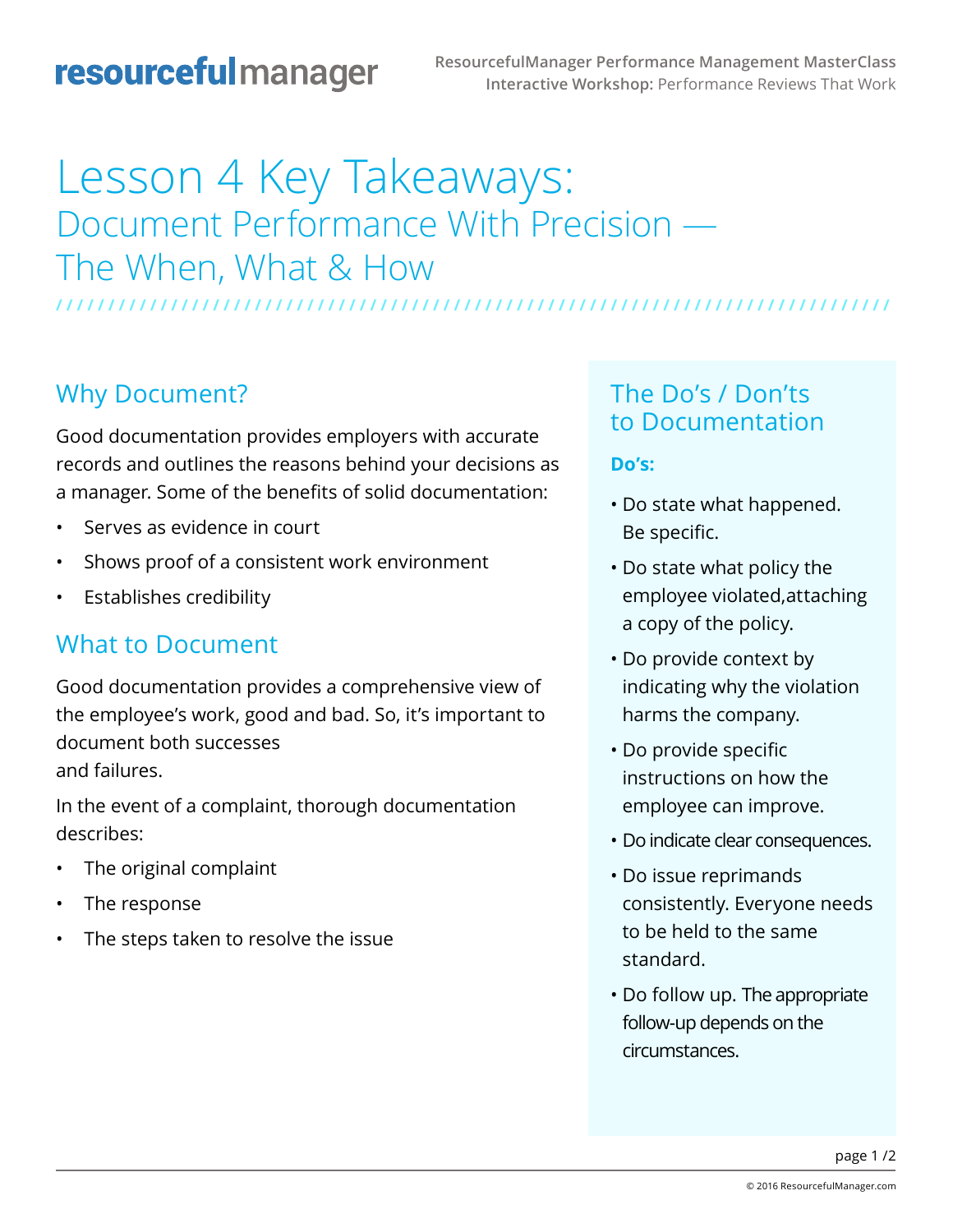# Lesson 4 Key Takeaways:

## Document Performance With Precision — The When, What & How

### Why Document?

Good documentation provides employers with accurate records and outlines the reasons behind your decisions as a manager. Some of the benefits of solid documentation:

- Serves as evidence in court
- Shows proof of a consistent work environment
- Establishes credibility

### What to Document

Good documentation provides a comprehensive view of the employee's work, good and bad. So, it's important to document both successes and failures.

In the event of a complaint, thorough documentation describes:

- The original complaint
- The response
- The steps taken to resolve the issue

### The Do's / Don'ts to Documentation

**Do's:**

- Do state what happened. Be specific.
- Do state what policy the employee violated,attaching a copy of the policy.
- Do provide context by indicating why the violation harms the company.
- Do provide specific instructions on how the employee can improve.
- Do indicate clear consequences.
- Do issue reprimands consistently. Everyone needs to be held to the same standard.
- Do follow up. The appropriate follow-up depends on the circumstances.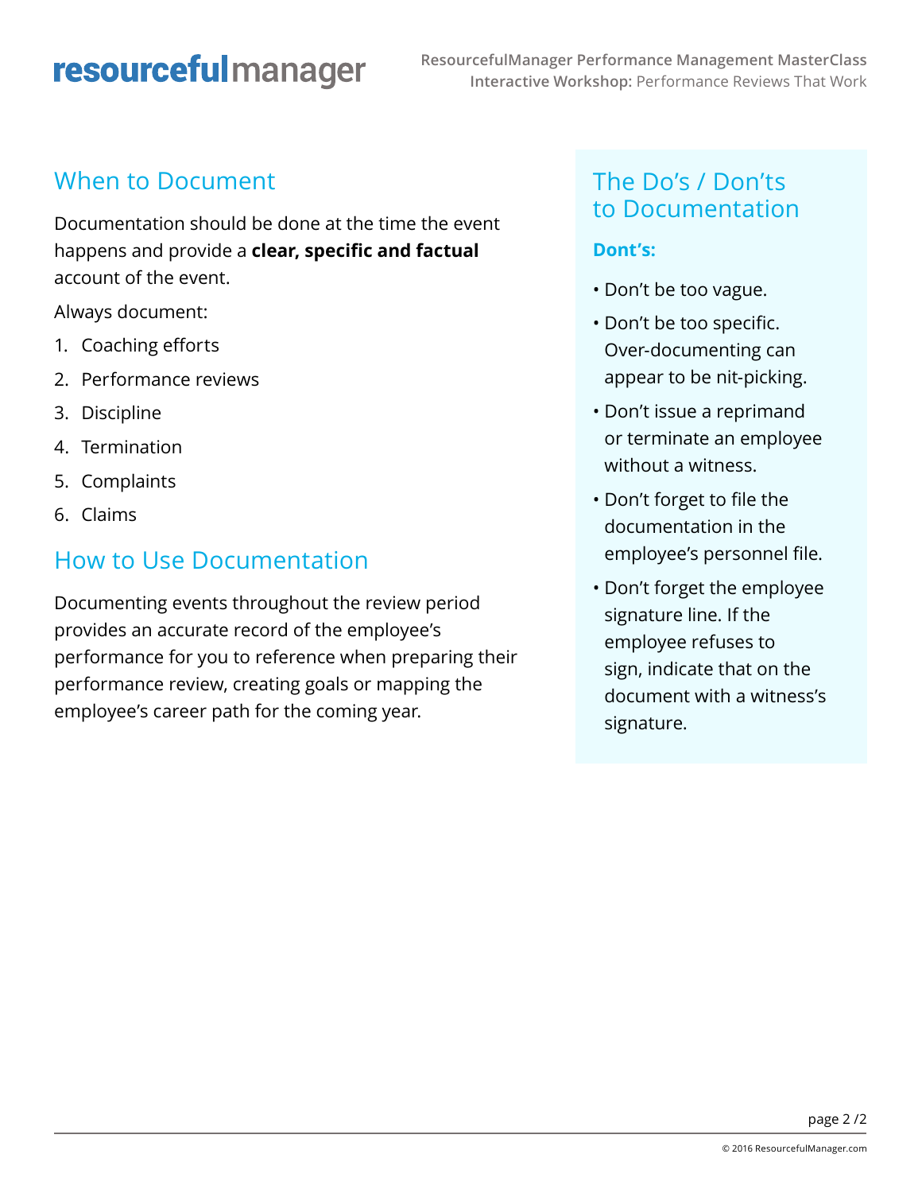## When to Document

Documentation should be done at the time the event happens and provide a **clear, specific and factual** account of the event.

Always document:

1. Coaching efforts
2. Performance reviews
3. Discipline
4. Termination
5. Complaints
6. Claims

## How to Use Documentation

Documenting events throughout the review period provides an accurate record of the employee's performance for you to reference when preparing their performance review, creating goals or mapping the employee's career path for the coming year.

## The Do's / Don'ts to Documentation

**Dont's:**

- Don't be too vague.
- Don't be too specific. Over-documenting can appear to be nit-picking.
- Don't issue a reprimand or terminate an employee without a witness.
- Don't forget to file the documentation in the employee's personnel file.
- Don't forget the employee signature line. If the employee refuses to sign, indicate that on the document with a witness's signature.